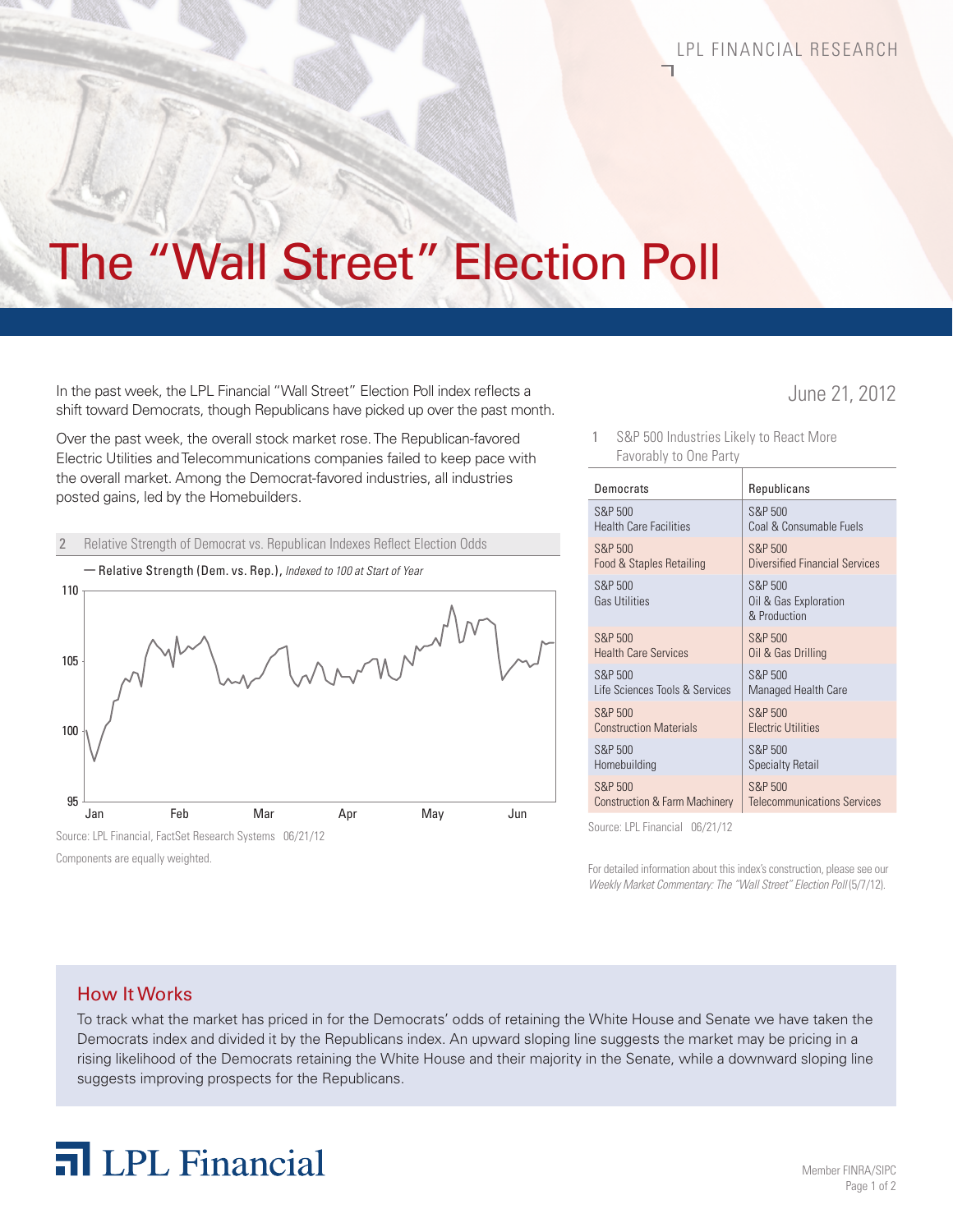LPL FINANCIAL RESEARCH

# The "Wall Street" Election Poll

June 21, 2012

In the past week, the LPL Financial "Wall Street" Election Poll index reflects a shift toward Democrats, though Republicans have picked up over the past month.

Over the past week, the overall stock market rose. The Republican-favored Electric Utilities and Telecommunications companies failed to keep pace with the overall market. Among the Democrat-favored industries, all industries posted gains, led by the Homebuilders.

2 Relative Strength of Democrat vs. Republican Indexes Reflect Election Odds

— Relative Strength (Dem. vs. Rep.), *Indexed to 100 at Start of Year*

Source: LPL Financial, FactSet Research Systems 06/21/12

Components are equally weighted.

1 S&P 500 Industries Likely to React More Favorably to One Party

| Democrats | Republicans |
|---|---|
| S&P 500 Health Care Facilities | S&P 500 Coal & Consumable Fuels |
| S&P 500 Food & Staples Retailing | S&P 500 Diversified Financial Services |
| S&P 500 Gas Utilities | S&P 500 Oil & Gas Exploration & Production |
| S&P 500 Health Care Services | S&P 500 Oil & Gas Drilling |
| S&P 500 Life Sciences Tools & Services | S&P 500 Managed Health Care |
| S&P 500 Construction Materials | S&P 500 Electric Utilities |
| S&P 500 Homebuilding | S&P 500 Specialty Retail |
| S&P 500 Construction & Farm Machinery | S&P 500 Telecommunications Services |

Source: LPL Financial 06/21/12

For detailed information about this index's construction, please see our *Weekly Market Commentary: The "Wall Street" Election Poll* (5/7/12).

## How It Works

To track what the market has priced in for the Democrats' odds of retaining the White House and Senate we have taken the Democrats index and divided it by the Republicans index. An upward sloping line suggests the market may be pricing in a rising likelihood of the Democrats retaining the White House and their majority in the Senate, while a downward sloping line suggests improving prospects for the Republicans.

LPL Financial

Member FINRA/SIPC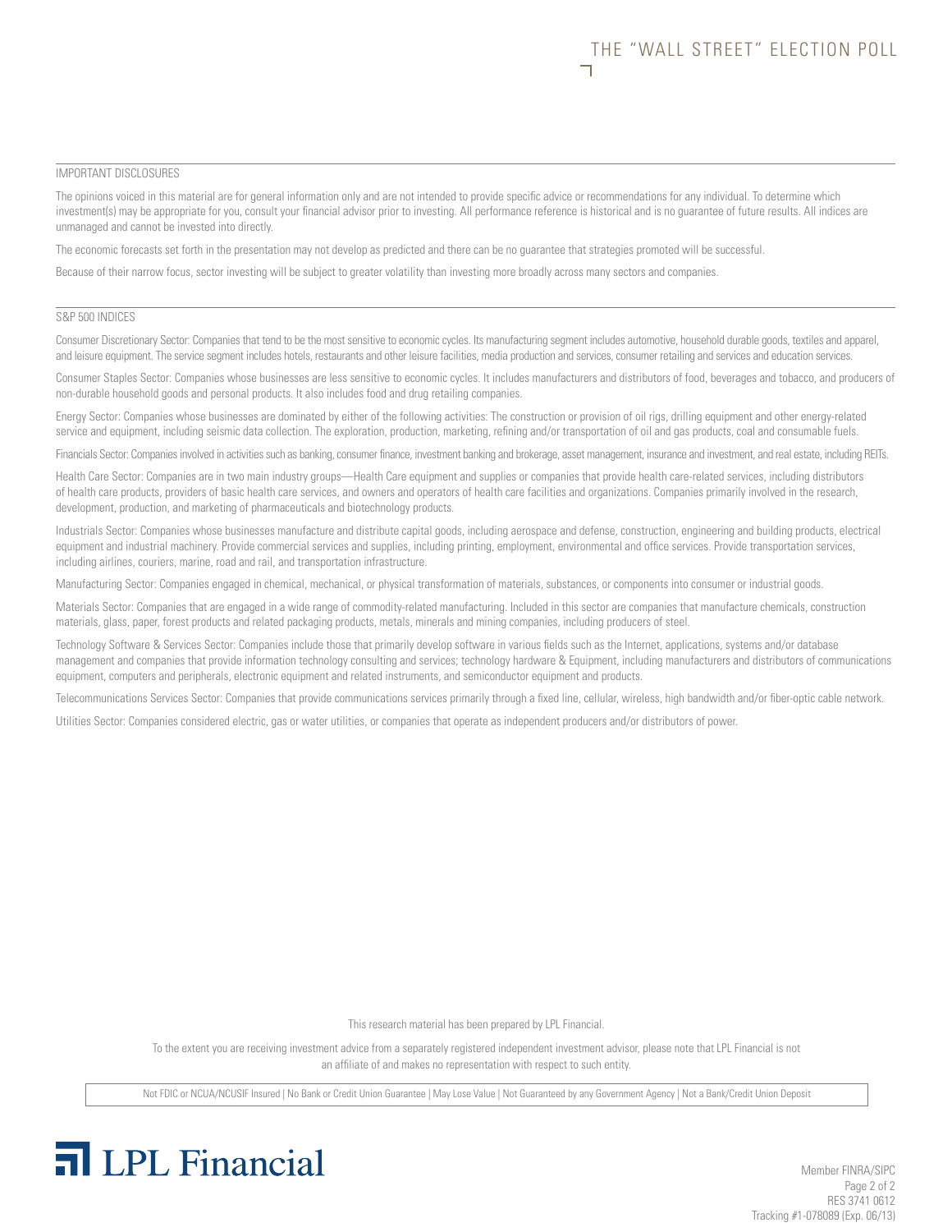## IMPORTANT DISCLOSURES

The opinions voiced in this material are for general information only and are not intended to provide specific advice or recommendations for any individual. To determine which investment(s) may be appropriate for you, consult your financial advisor prior to investing. All performance reference is historical and is no guarantee of future results. All indices are unmanaged and cannot be invested into directly.

The economic forecasts set forth in the presentation may not develop as predicted and there can be no guarantee that strategies promoted will be successful.

Because of their narrow focus, sector investing will be subject to greater volatility than investing more broadly across many sectors and companies.

## S&P 500 INDICES

Consumer Discretionary Sector: Companies that tend to be the most sensitive to economic cycles. Its manufacturing segment includes automotive, household durable goods, textiles and apparel, and leisure equipment. The service segment includes hotels, restaurants and other leisure facilities, media production and services, consumer retailing and services and education services.

Consumer Staples Sector: Companies whose businesses are less sensitive to economic cycles. It includes manufacturers and distributors of food, beverages and tobacco, and producers of non-durable household goods and personal products. It also includes food and drug retailing companies.

Energy Sector: Companies whose businesses are dominated by either of the following activities: The construction or provision of oil rigs, drilling equipment and other energy-related service and equipment, including seismic data collection. The exploration, production, marketing, refining and/or transportation of oil and gas products, coal and consumable fuels.

Financials Sector: Companies involved in activities such as banking, consumer finance, investment banking and brokerage, asset management, insurance and investment, and real estate, including REITs.

Health Care Sector: Companies are in two main industry groups—Health Care equipment and supplies or companies that provide health care-related services, including distributors of health care products, providers of basic health care services, and owners and operators of health care facilities and organizations. Companies primarily involved in the research, development, production, and marketing of pharmaceuticals and biotechnology products.

Industrials Sector: Companies whose businesses manufacture and distribute capital goods, including aerospace and defense, construction, engineering and building products, electrical equipment and industrial machinery. Provide commercial services and supplies, including printing, employment, environmental and office services. Provide transportation services, including airlines, couriers, marine, road and rail, and transportation infrastructure.

Manufacturing Sector: Companies engaged in chemical, mechanical, or physical transformation of materials, substances, or components into consumer or industrial goods.

Materials Sector: Companies that are engaged in a wide range of commodity-related manufacturing. Included in this sector are companies that manufacture chemicals, construction materials, glass, paper, forest products and related packaging products, metals, minerals and mining companies, including producers of steel.

Technology Software & Services Sector: Companies include those that primarily develop software in various fields such as the Internet, applications, systems and/or database management and companies that provide information technology consulting and services; technology hardware & Equipment, including manufacturers and distributors of communications equipment, computers and peripherals, electronic equipment and related instruments, and semiconductor equipment and products.

Telecommunications Services Sector: Companies that provide communications services primarily through a fixed line, cellular, wireless, high bandwidth and/or fiber-optic cable network.

Utilities Sector: Companies considered electric, gas or water utilities, or companies that operate as independent producers and/or distributors of power.

This research material has been prepared by LPL Financial.

To the extent you are receiving investment advice from a separately registered independent investment advisor, please note that LPL Financial is not an affiliate of and makes no representation with respect to such entity.

Not FDIC or NCUA/NCUSIF Insured | No Bank or Credit Union Guarantee | May Lose Value | Not Guaranteed by any Government Agency | Not a Bank/Credit Union Deposit

LPL Financial

Member FINRA/SIPC

RES 3741 0612

Tracking #1-078089 (Exp. 06/13)